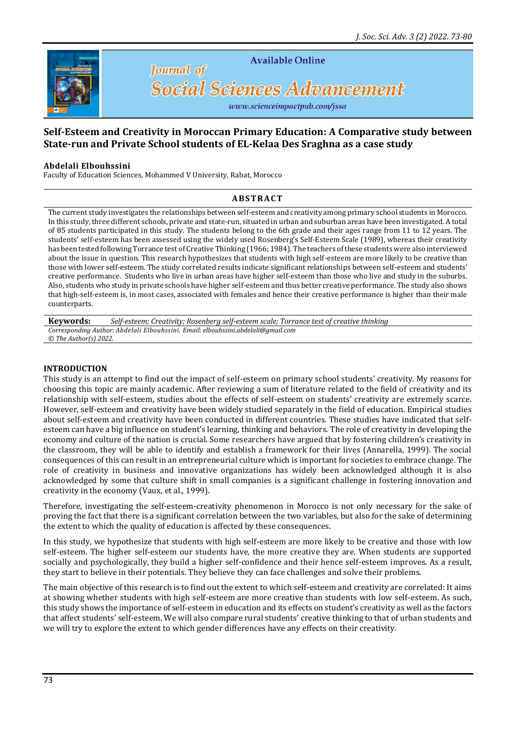# Self-Esteem and Creativity in Moroccan Primary Education: A Comparative study between State-run and Private School students of EL-Kelaa Des Sraghna as a case study

**Abdelali Elbouhssini**

Faculty of Education Sciences, Mohammed V University, Rabat, Morocco

## ABSTRACT

The current study investigates the relationships between self-esteem and creativity among primary school students in Morocco. In this study, three different schools, private and state-run, situated in urban and suburban areas have been investigated. A total of 85 students participated in this study. The students belong to the 6th grade and their ages range from 11 to 12 years. The students' self-esteem has been assessed using the widely used Rosenberg's Self-Esteem Scale (1989), whereas their creativity has been tested following Torrance test of Creative Thinking (1966; 1984). The teachers of these students were also interviewed about the issue in question. This research hypothesizes that students with high self-esteem are more likely to be creative than those with lower self-esteem. The study correlated results indicate significant relationships between self-esteem and students' creative performance. Students who live in urban areas have higher self-esteem than those who live and study in the suburbs. Also, students who study in private schools have higher self-esteem and thus better creative performance. The study also shows that high-self-esteem is, in most cases, associated with females and hence their creative performance is higher than their male counterparts.

**Keywords:** *Self-esteem; Creativity; Rosenberg self-esteem scale; Torrance test of creative thinking*

*Corresponding Author: Abdelali Elbouhssini, Email: elbouhssini.abdelali@gmail.com*

*© The Author(s) 2022.*

## INTRODUCTION

This study is an attempt to find out the impact of self-esteem on primary school students' creativity. My reasons for choosing this topic are mainly academic. After reviewing a sum of literature related to the field of creativity and its relationship with self-esteem, studies about the effects of self-esteem on students' creativity are extremely scarce. However, self-esteem and creativity have been widely studied separately in the field of education. Empirical studies about self-esteem and creativity have been conducted in different countries. These studies have indicated that self-esteem can have a big influence on student's learning, thinking and behaviors. The role of creativity in developing the economy and culture of the nation is crucial. Some researchers have argued that by fostering children's creativity in the classroom, they will be able to identify and establish a framework for their lives (Annarella, 1999). The social consequences of this can result in an entrepreneurial culture which is important for societies to embrace change. The role of creativity in business and innovative organizations has widely been acknowledged although it is also acknowledged by some that culture shift in small companies is a significant challenge in fostering innovation and creativity in the economy (Vaux, et al., 1999).

Therefore, investigating the self-esteem-creativity phenomenon in Morocco is not only necessary for the sake of proving the fact that there is a significant correlation between the two variables, but also for the sake of determining the extent to which the quality of education is affected by these consequences.

In this study, we hypothesize that students with high self-esteem are more likely to be creative and those with low self-esteem. The higher self-esteem our students have, the more creative they are. When students are supported socially and psychologically, they build a higher self-confidence and their hence self-esteem improves. As a result, they start to believe in their potentials. They believe they can face challenges and solve their problems.

The main objective of this research is to find out the extent to which self-esteem and creativity are correlated: It aims at showing whether students with high self-esteem are more creative than students with low self-esteem. As such, this study shows the importance of self-esteem in education and its effects on student's creativity as well as the factors that affect students' self-esteem. We will also compare rural students' creative thinking to that of urban students and we will try to explore the extent to which gender differences have any effects on their creativity.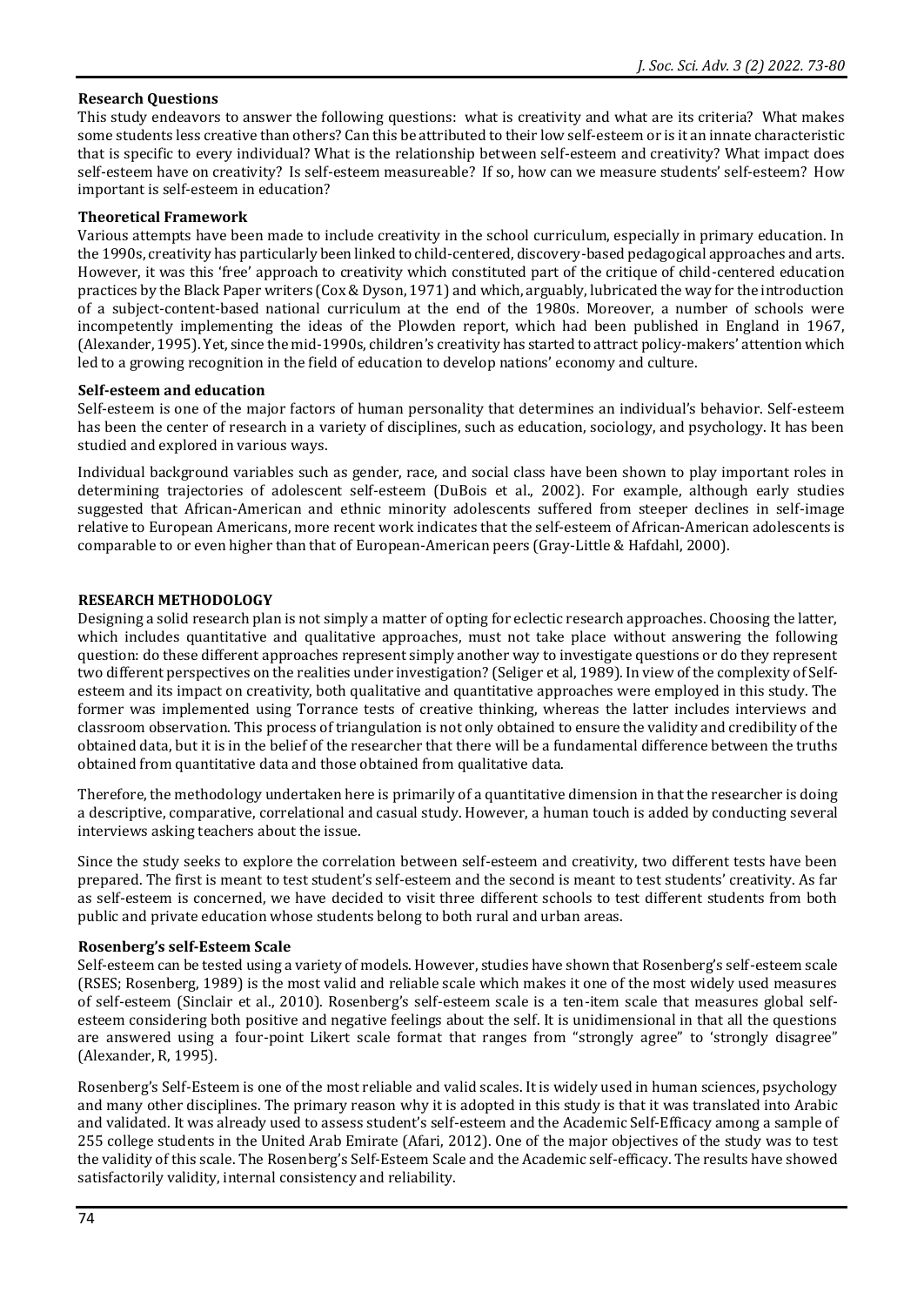### Research Questions

This study endeavors to answer the following questions: what is creativity and what are its criteria? What makes some students less creative than others? Can this be attributed to their low self-esteem or is it an innate characteristic that is specific to every individual? What is the relationship between self-esteem and creativity? What impact does self-esteem have on creativity? Is self-esteem measureable? If so, how can we measure students' self-esteem? How important is self-esteem in education?

### Theoretical Framework

Various attempts have been made to include creativity in the school curriculum, especially in primary education. In the 1990s, creativity has particularly been linked to child-centered, discovery-based pedagogical approaches and arts. However, it was this 'free' approach to creativity which constituted part of the critique of child-centered education practices by the Black Paper writers (Cox & Dyson, 1971) and which, arguably, lubricated the way for the introduction of a subject-content-based national curriculum at the end of the 1980s. Moreover, a number of schools were incompetently implementing the ideas of the Plowden report, which had been published in England in 1967, (Alexander, 1995). Yet, since the mid-1990s, children's creativity has started to attract policy-makers' attention which led to a growing recognition in the field of education to develop nations' economy and culture.

### Self-esteem and education

Self-esteem is one of the major factors of human personality that determines an individual's behavior. Self-esteem has been the center of research in a variety of disciplines, such as education, sociology, and psychology. It has been studied and explored in various ways.

Individual background variables such as gender, race, and social class have been shown to play important roles in determining trajectories of adolescent self-esteem (DuBois et al., 2002). For example, although early studies suggested that African-American and ethnic minority adolescents suffered from steeper declines in self-image relative to European Americans, more recent work indicates that the self-esteem of African-American adolescents is comparable to or even higher than that of European-American peers (Gray-Little & Hafdahl, 2000).

## RESEARCH METHODOLOGY

Designing a solid research plan is not simply a matter of opting for eclectic research approaches. Choosing the latter, which includes quantitative and qualitative approaches, must not take place without answering the following question: do these different approaches represent simply another way to investigate questions or do they represent two different perspectives on the realities under investigation? (Seliger et al, 1989). In view of the complexity of Self-esteem and its impact on creativity, both qualitative and quantitative approaches were employed in this study. The former was implemented using Torrance tests of creative thinking, whereas the latter includes interviews and classroom observation. This process of triangulation is not only obtained to ensure the validity and credibility of the obtained data, but it is in the belief of the researcher that there will be a fundamental difference between the truths obtained from quantitative data and those obtained from qualitative data.

Therefore, the methodology undertaken here is primarily of a quantitative dimension in that the researcher is doing a descriptive, comparative, correlational and casual study. However, a human touch is added by conducting several interviews asking teachers about the issue.

Since the study seeks to explore the correlation between self-esteem and creativity, two different tests have been prepared. The first is meant to test student's self-esteem and the second is meant to test students' creativity. As far as self-esteem is concerned, we have decided to visit three different schools to test different students from both public and private education whose students belong to both rural and urban areas.

### Rosenberg's self-Esteem Scale

Self-esteem can be tested using a variety of models. However, studies have shown that Rosenberg's self-esteem scale (RSES; Rosenberg, 1989) is the most valid and reliable scale which makes it one of the most widely used measures of self-esteem (Sinclair et al., 2010). Rosenberg's self-esteem scale is a ten-item scale that measures global self-esteem considering both positive and negative feelings about the self. It is unidimensional in that all the questions are answered using a four-point Likert scale format that ranges from "strongly agree" to 'strongly disagree" (Alexander, R, 1995).

Rosenberg's Self-Esteem is one of the most reliable and valid scales. It is widely used in human sciences, psychology and many other disciplines. The primary reason why it is adopted in this study is that it was translated into Arabic and validated. It was already used to assess student's self-esteem and the Academic Self-Efficacy among a sample of 255 college students in the United Arab Emirate (Afari, 2012). One of the major objectives of the study was to test the validity of this scale. The Rosenberg's Self-Esteem Scale and the Academic self-efficacy. The results have showed satisfactorily validity, internal consistency and reliability.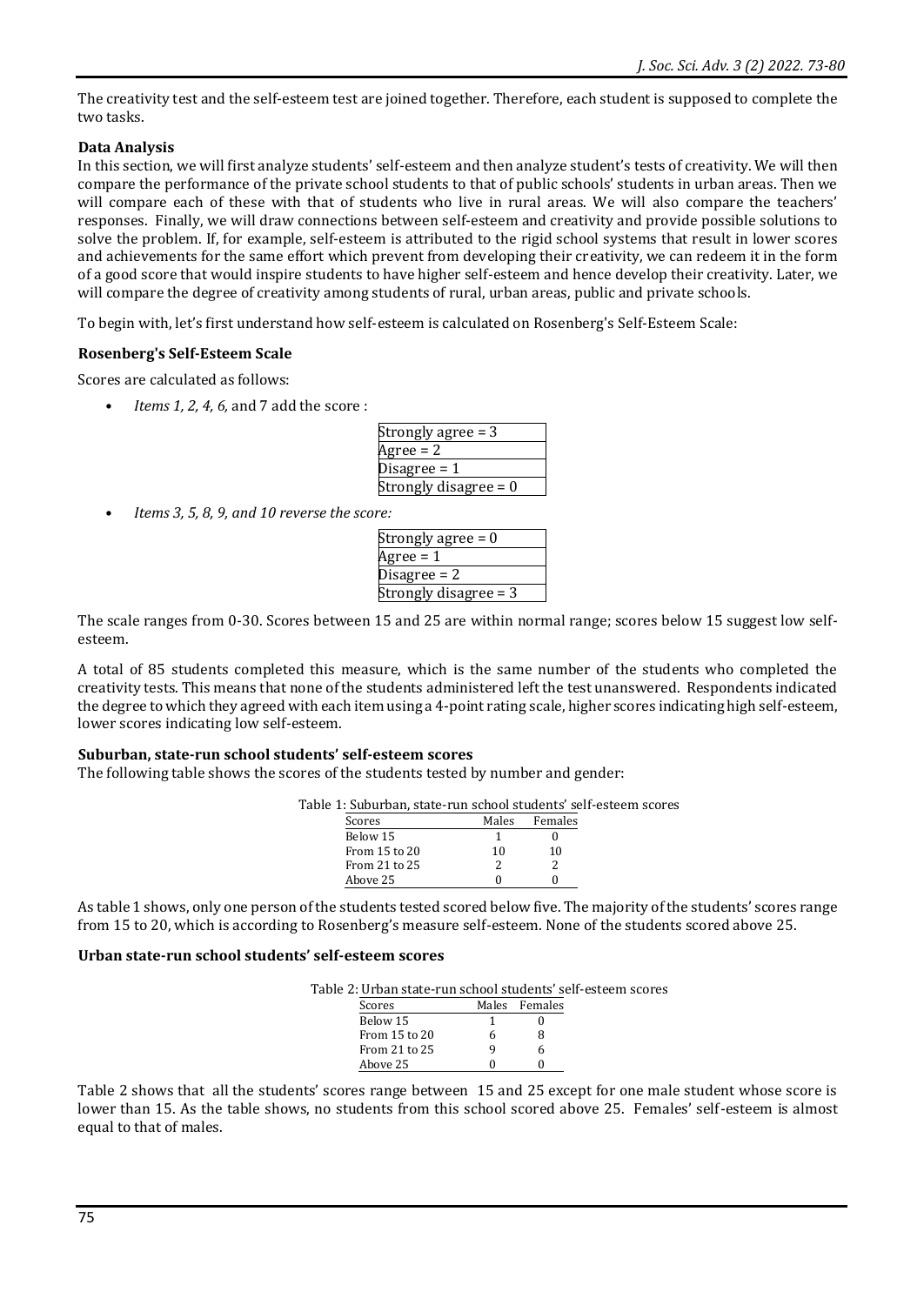The creativity test and the self-esteem test are joined together. Therefore, each student is supposed to complete the two tasks.

### Data Analysis

In this section, we will first analyze students' self-esteem and then analyze student's tests of creativity. We will then compare the performance of the private school students to that of public schools' students in urban areas. Then we will compare each of these with that of students who live in rural areas. We will also compare the teachers' responses. Finally, we will draw connections between self-esteem and creativity and provide possible solutions to solve the problem. If, for example, self-esteem is attributed to the rigid school systems that result in lower scores and achievements for the same effort which prevent from developing their creativity, we can redeem it in the form of a good score that would inspire students to have higher self-esteem and hence develop their creativity. Later, we will compare the degree of creativity among students of rural, urban areas, public and private schools.

To begin with, let's first understand how self-esteem is calculated on Rosenberg's Self-Esteem Scale:

### Rosenberg's Self-Esteem Scale

Scores are calculated as follows:

- *Items 1, 2, 4, 6,* and 7 add the score :

| Strongly agree = 3 |
|---|
| Agree = 2 |
| Disagree = 1 |
| Strongly disagree = 0 |

- *Items 3, 5, 8, 9, and 10 reverse the score:*

| Strongly agree = 0 |
|---|
| Agree = 1 |
| Disagree = 2 |
| Strongly disagree = 3 |

The scale ranges from 0-30. Scores between 15 and 25 are within normal range; scores below 15 suggest low self-esteem.

A total of 85 students completed this measure, which is the same number of the students who completed the creativity tests. This means that none of the students administered left the test unanswered. Respondents indicated the degree to which they agreed with each item using a 4-point rating scale, higher scores indicating high self-esteem, lower scores indicating low self-esteem.

### Suburban, state-run school students' self-esteem scores

The following table shows the scores of the students tested by number and gender:

Table 1: Suburban, state-run school students' self-esteem scores

| Scores | Males | Females |
|---|---|---|
| Below 15 | 1 | 0 |
| From 15 to 20 | 10 | 10 |
| From 21 to 25 | 2 | 2 |
| Above 25 | 0 | 0 |

As table 1 shows, only one person of the students tested scored below five. The majority of the students' scores range from 15 to 20, which is according to Rosenberg's measure self-esteem. None of the students scored above 25.

### Urban state-run school students' self-esteem scores

Table 2: Urban state-run school students' self-esteem scores

| Scores | Males | Females |
|---|---|---|
| Below 15 | 1 | 0 |
| From 15 to 20 | 6 | 8 |
| From 21 to 25 | 9 | 6 |
| Above 25 | 0 | 0 |

Table 2 shows that all the students' scores range between 15 and 25 except for one male student whose score is lower than 15. As the table shows, no students from this school scored above 25. Females' self-esteem is almost equal to that of males.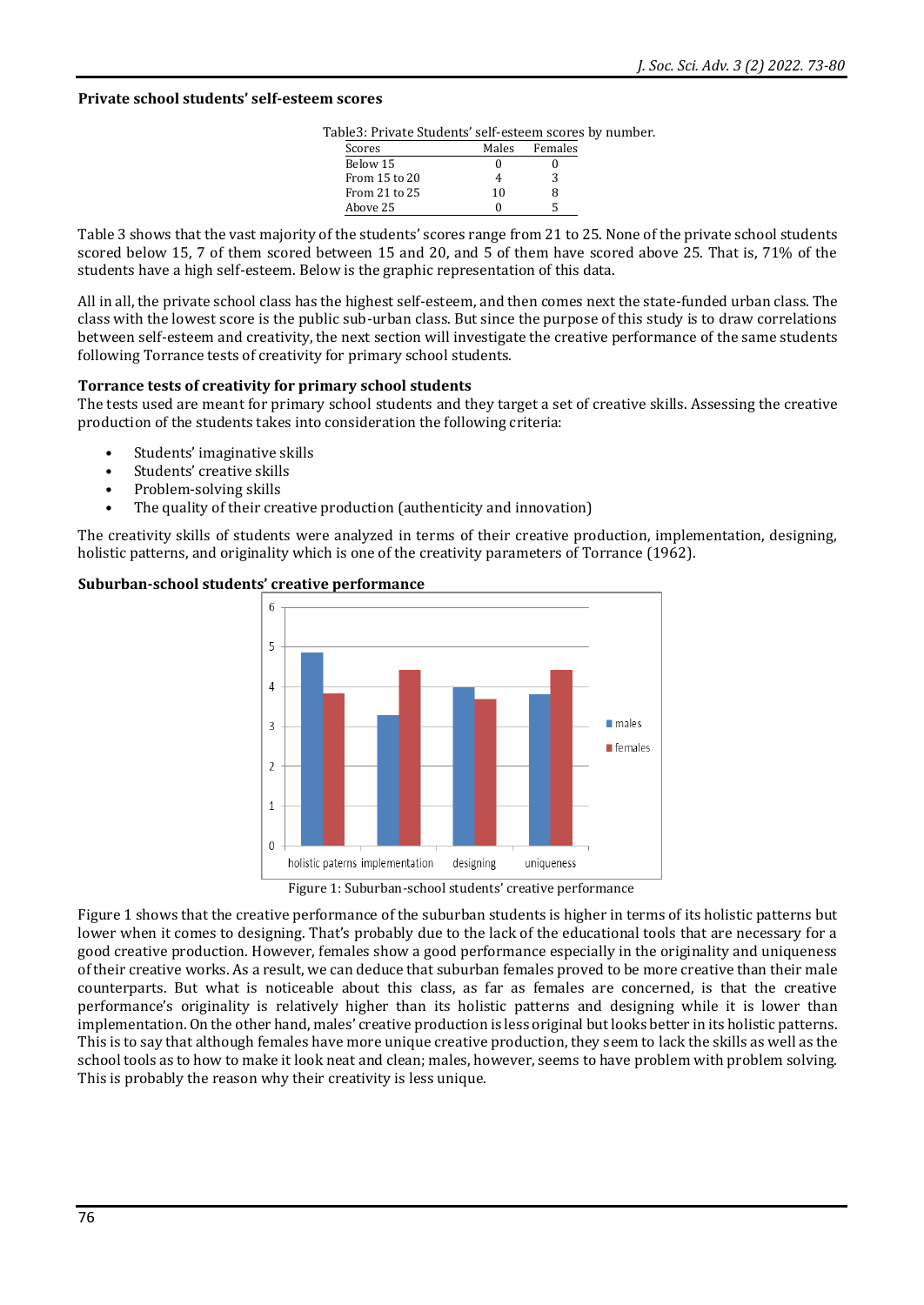**Private school students' self-esteem scores**

Table3: Private Students' self-esteem scores by number.

| Scores | Males | Females |
|---|---|---|
| Below 15 | 0 | 0 |
| From 15 to 20 | 4 | 3 |
| From 21 to 25 | 10 | 8 |
| Above 25 | 0 | 5 |

Table 3 shows that the vast majority of the students' scores range from 21 to 25. None of the private school students scored below 15, 7 of them scored between 15 and 20, and 5 of them have scored above 25. That is, 71% of the students have a high self-esteem. Below is the graphic representation of this data.

All in all, the private school class has the highest self-esteem, and then comes next the state-funded urban class. The class with the lowest score is the public sub-urban class. But since the purpose of this study is to draw correlations between self-esteem and creativity, the next section will investigate the creative performance of the same students following Torrance tests of creativity for primary school students.

**Torrance tests of creativity for primary school students**

The tests used are meant for primary school students and they target a set of creative skills. Assessing the creative production of the students takes into consideration the following criteria:

- Students' imaginative skills
- Students' creative skills
- Problem-solving skills
- The quality of their creative production (authenticity and innovation)

The creativity skills of students were analyzed in terms of their creative production, implementation, designing, holistic patterns, and originality which is one of the creativity parameters of Torrance (1962).

**Suburban-school students' creative performance**

Figure 1: Suburban-school students' creative performance

Figure 1 shows that the creative performance of the suburban students is higher in terms of its holistic patterns but lower when it comes to designing. That's probably due to the lack of the educational tools that are necessary for a good creative production. However, females show a good performance especially in the originality and uniqueness of their creative works. As a result, we can deduce that suburban females proved to be more creative than their male counterparts. But what is noticeable about this class, as far as females are concerned, is that the creative performance's originality is relatively higher than its holistic patterns and designing while it is lower than implementation. On the other hand, males' creative production is less original but looks better in its holistic patterns. This is to say that although females have more unique creative production, they seem to lack the skills as well as the school tools as to how to make it look neat and clean; males, however, seems to have problem with problem solving. This is probably the reason why their creativity is less unique.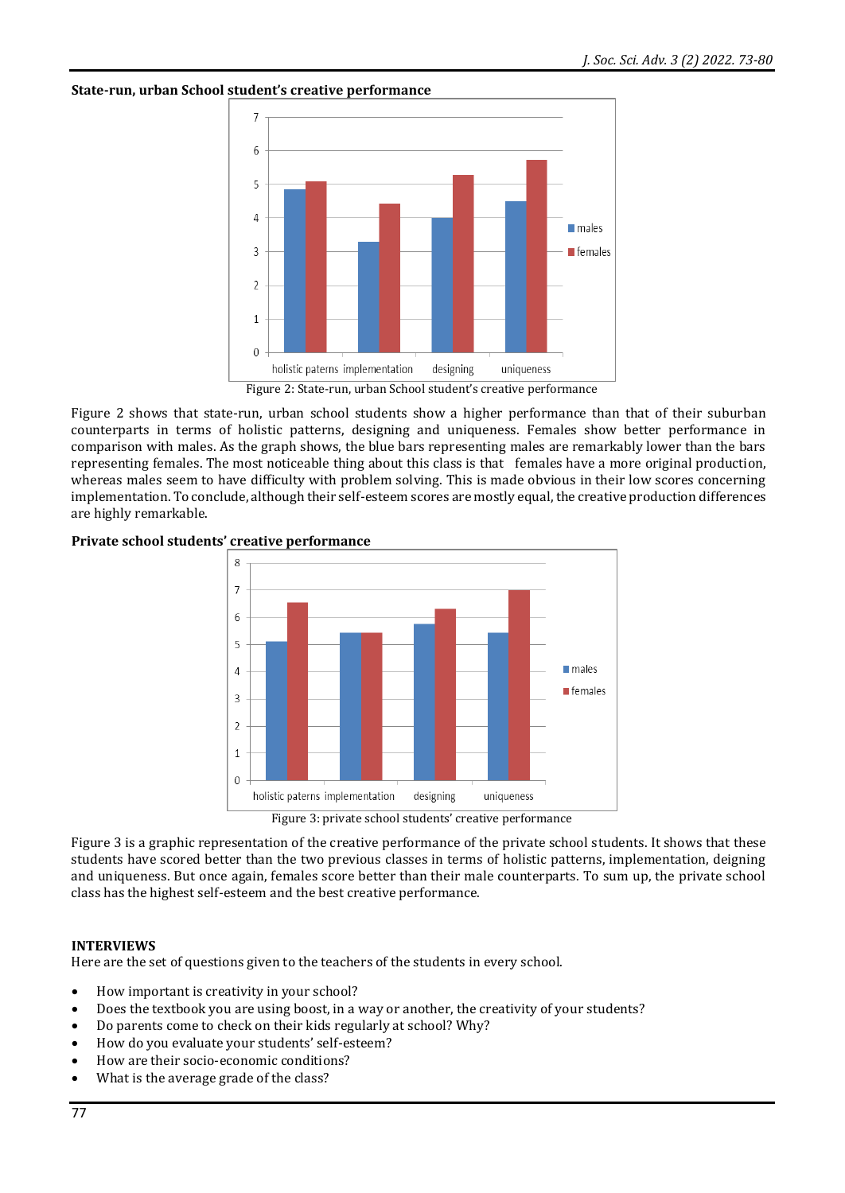**State-run, urban School student's creative performance**

Figure 2: State-run, urban School student's creative performance

Figure 2 shows that state-run, urban school students show a higher performance than that of their suburban counterparts in terms of holistic patterns, designing and uniqueness. Females show better performance in comparison with males. As the graph shows, the blue bars representing males are remarkably lower than the bars representing females. The most noticeable thing about this class is that females have a more original production, whereas males seem to have difficulty with problem solving. This is made obvious in their low scores concerning implementation. To conclude, although their self-esteem scores are mostly equal, the creative production differences are highly remarkable.

**Private school students' creative performance**

Figure 3: private school students' creative performance

Figure 3 is a graphic representation of the creative performance of the private school students. It shows that these students have scored better than the two previous classes in terms of holistic patterns, implementation, deigning and uniqueness. But once again, females score better than their male counterparts. To sum up, the private school class has the highest self-esteem and the best creative performance.

**INTERVIEWS**

Here are the set of questions given to the teachers of the students in every school.

- How important is creativity in your school?
- Does the textbook you are using boost, in a way or another, the creativity of your students?
- Do parents come to check on their kids regularly at school? Why?
- How do you evaluate your students' self-esteem?
- How are their socio-economic conditions?
- What is the average grade of the class?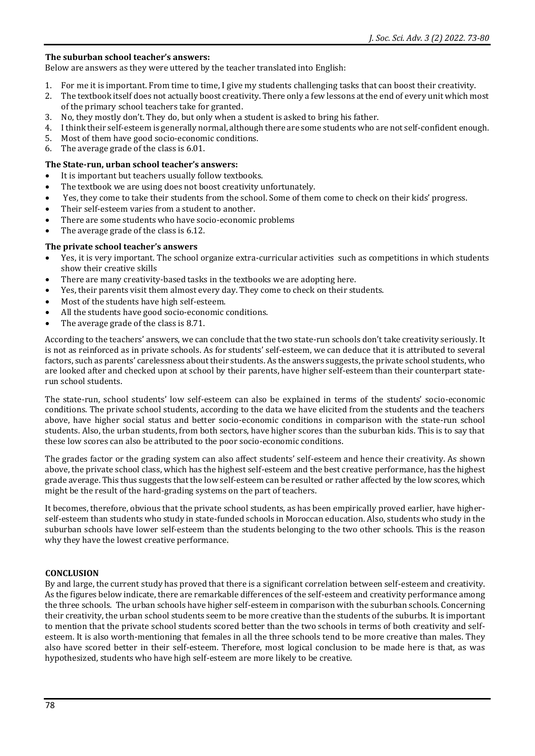**The suburban school teacher's answers:**

Below are answers as they were uttered by the teacher translated into English:

1. For me it is important. From time to time, I give my students challenging tasks that can boost their creativity.
2. The textbook itself does not actually boost creativity. There only a few lessons at the end of every unit which most of the primary school teachers take for granted.
3. No, they mostly don't. They do, but only when a student is asked to bring his father.
4. I think their self-esteem is generally normal, although there are some students who are not self-confident enough.
5. Most of them have good socio-economic conditions.
6. The average grade of the class is 6.01.

**The State-run, urban school teacher's answers:**

- It is important but teachers usually follow textbooks.
- The textbook we are using does not boost creativity unfortunately.
- Yes, they come to take their students from the school. Some of them come to check on their kids' progress.
- Their self-esteem varies from a student to another.
- There are some students who have socio-economic problems
- The average grade of the class is 6.12.

**The private school teacher's answers**

- Yes, it is very important. The school organize extra-curricular activities such as competitions in which students show their creative skills
- There are many creativity-based tasks in the textbooks we are adopting here.
- Yes, their parents visit them almost every day. They come to check on their students.
- Most of the students have high self-esteem.
- All the students have good socio-economic conditions.
- The average grade of the class is 8.71.

According to the teachers' answers, we can conclude that the two state-run schools don't take creativity seriously. It is not as reinforced as in private schools. As for students' self-esteem, we can deduce that it is attributed to several factors, such as parents' carelessness about their students. As the answers suggests, the private school students, who are looked after and checked upon at school by their parents, have higher self-esteem than their counterpart state-run school students.

The state-run, school students' low self-esteem can also be explained in terms of the students' socio-economic conditions. The private school students, according to the data we have elicited from the students and the teachers above, have higher social status and better socio-economic conditions in comparison with the state-run school students. Also, the urban students, from both sectors, have higher scores than the suburban kids. This is to say that these low scores can also be attributed to the poor socio-economic conditions.

The grades factor or the grading system can also affect students' self-esteem and hence their creativity. As shown above, the private school class, which has the highest self-esteem and the best creative performance, has the highest grade average. This thus suggests that the low self-esteem can be resulted or rather affected by the low scores, which might be the result of the hard-grading systems on the part of teachers.

It becomes, therefore, obvious that the private school students, as has been empirically proved earlier, have higher-self-esteem than students who study in state-funded schools in Moroccan education. Also, students who study in the suburban schools have lower self-esteem than the students belonging to the two other schools. This is the reason why they have the lowest creative performance.

## CONCLUSION

By and large, the current study has proved that there is a significant correlation between self-esteem and creativity. As the figures below indicate, there are remarkable differences of the self-esteem and creativity performance among the three schools. The urban schools have higher self-esteem in comparison with the suburban schools. Concerning their creativity, the urban school students seem to be more creative than the students of the suburbs. It is important to mention that the private school students scored better than the two schools in terms of both creativity and self-esteem. It is also worth-mentioning that females in all the three schools tend to be more creative than males. They also have scored better in their self-esteem. Therefore, most logical conclusion to be made here is that, as was hypothesized, students who have high self-esteem are more likely to be creative.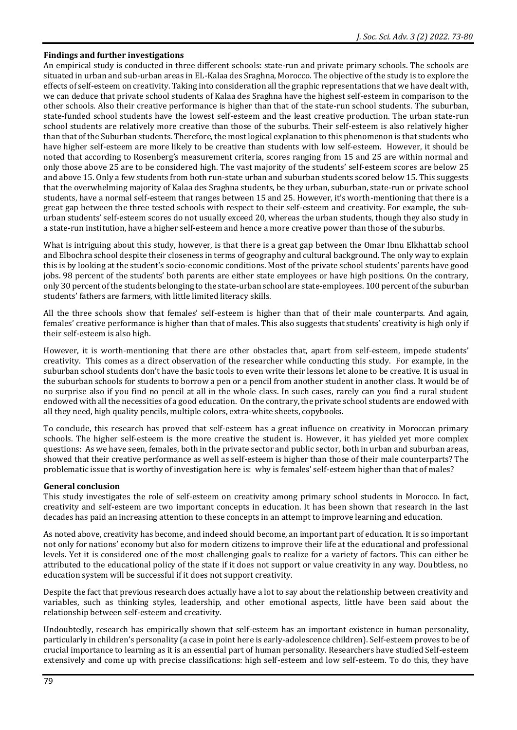### Findings and further investigations

An empirical study is conducted in three different schools: state-run and private primary schools. The schools are situated in urban and sub-urban areas in EL-Kalaa des Sraghna, Morocco. The objective of the study is to explore the effects of self-esteem on creativity. Taking into consideration all the graphic representations that we have dealt with, we can deduce that private school students of Kalaa des Sraghna have the highest self-esteem in comparison to the other schools. Also their creative performance is higher than that of the state-run school students. The suburban, state-funded school students have the lowest self-esteem and the least creative production. The urban state-run school students are relatively more creative than those of the suburbs. Their self-esteem is also relatively higher than that of the Suburban students. Therefore, the most logical explanation to this phenomenon is that students who have higher self-esteem are more likely to be creative than students with low self-esteem. However, it should be noted that according to Rosenberg's measurement criteria, scores ranging from 15 and 25 are within normal and only those above 25 are to be considered high. The vast majority of the students' self-esteem scores are below 25 and above 15. Only a few students from both run-state urban and suburban students scored below 15. This suggests that the overwhelming majority of Kalaa des Sraghna students, be they urban, suburban, state-run or private school students, have a normal self-esteem that ranges between 15 and 25. However, it's worth-mentioning that there is a great gap between the three tested schools with respect to their self-esteem and creativity. For example, the sub-urban students' self-esteem scores do not usually exceed 20, whereas the urban students, though they also study in a state-run institution, have a higher self-esteem and hence a more creative power than those of the suburbs.

What is intriguing about this study, however, is that there is a great gap between the Omar Ibnu Elkhattab school and Elbochra school despite their closeness in terms of geography and cultural background. The only way to explain this is by looking at the student's socio-economic conditions. Most of the private school students' parents have good jobs. 98 percent of the students' both parents are either state employees or have high positions. On the contrary, only 30 percent of the students belonging to the state-urban school are state-employees. 100 percent of the suburban students' fathers are farmers, with little limited literacy skills.

All the three schools show that females' self-esteem is higher than that of their male counterparts. And again, females' creative performance is higher than that of males. This also suggests that students' creativity is high only if their self-esteem is also high.

However, it is worth-mentioning that there are other obstacles that, apart from self-esteem, impede students' creativity. This comes as a direct observation of the researcher while conducting this study. For example, in the suburban school students don't have the basic tools to even write their lessons let alone to be creative. It is usual in the suburban schools for students to borrow a pen or a pencil from another student in another class. It would be of no surprise also if you find no pencil at all in the whole class. In such cases, rarely can you find a rural student endowed with all the necessities of a good education. On the contrary, the private school students are endowed with all they need, high quality pencils, multiple colors, extra-white sheets, copybooks.

To conclude, this research has proved that self-esteem has a great influence on creativity in Moroccan primary schools. The higher self-esteem is the more creative the student is. However, it has yielded yet more complex questions: As we have seen, females, both in the private sector and public sector, both in urban and suburban areas, showed that their creative performance as well as self-esteem is higher than those of their male counterparts? The problematic issue that is worthy of investigation here is: why is females' self-esteem higher than that of males?

### General conclusion

This study investigates the role of self-esteem on creativity among primary school students in Morocco. In fact, creativity and self-esteem are two important concepts in education. It has been shown that research in the last decades has paid an increasing attention to these concepts in an attempt to improve learning and education.

As noted above, creativity has become, and indeed should become, an important part of education. It is so important not only for nations' economy but also for modern citizens to improve their life at the educational and professional levels. Yet it is considered one of the most challenging goals to realize for a variety of factors. This can either be attributed to the educational policy of the state if it does not support or value creativity in any way. Doubtless, no education system will be successful if it does not support creativity.

Despite the fact that previous research does actually have a lot to say about the relationship between creativity and variables, such as thinking styles, leadership, and other emotional aspects, little have been said about the relationship between self-esteem and creativity.

Undoubtedly, research has empirically shown that self-esteem has an important existence in human personality, particularly in children's personality (a case in point here is early-adolescence children). Self-esteem proves to be of crucial importance to learning as it is an essential part of human personality. Researchers have studied Self-esteem extensively and come up with precise classifications: high self-esteem and low self-esteem. To do this, they have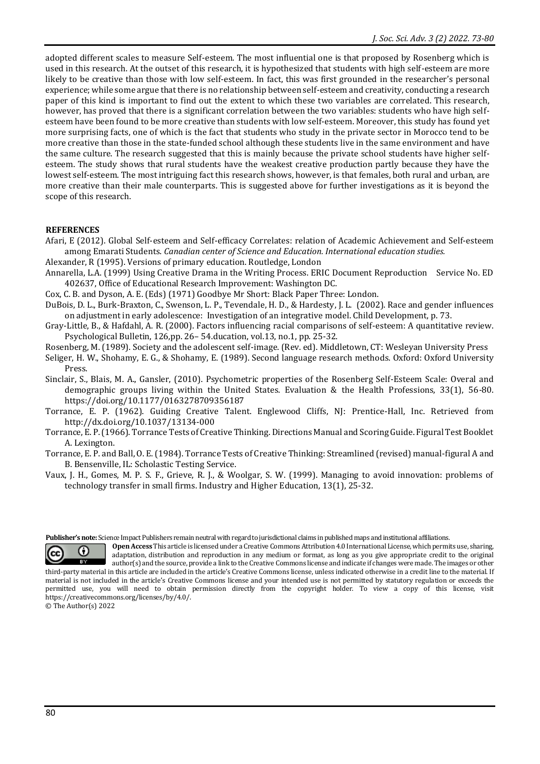adopted different scales to measure Self-esteem. The most influential one is that proposed by Rosenberg which is used in this research. At the outset of this research, it is hypothesized that students with high self-esteem are more likely to be creative than those with low self-esteem. In fact, this was first grounded in the researcher's personal experience; while some argue that there is no relationship between self-esteem and creativity, conducting a research paper of this kind is important to find out the extent to which these two variables are correlated. This research, however, has proved that there is a significant correlation between the two variables: students who have high self-esteem have been found to be more creative than students with low self-esteem. Moreover, this study has found yet more surprising facts, one of which is the fact that students who study in the private sector in Morocco tend to be more creative than those in the state-funded school although these students live in the same environment and have the same culture. The research suggested that this is mainly because the private school students have higher self-esteem. The study shows that rural students have the weakest creative production partly because they have the lowest self-esteem. The most intriguing fact this research shows, however, is that females, both rural and urban, are more creative than their male counterparts. This is suggested above for further investigations as it is beyond the scope of this research.

## REFERENCES

Afari, E (2012). Global Self-esteem and Self-efficacy Correlates: relation of Academic Achievement and Self-esteem among Emarati Students. *Canadian center of Science and Education. International education studies.*

Alexander, R (1995). Versions of primary education. Routledge, London

Annarella, L.A. (1999) Using Creative Drama in the Writing Process. ERIC Document Reproduction Service No. ED 402637, Office of Educational Research Improvement: Washington DC.

Cox, C. B. and Dyson, A. E. (Eds) (1971) Goodbye Mr Short: Black Paper Three: London.

DuBois, D. L., Burk-Braxton, C., Swenson, L. P., Tevendale, H. D., & Hardesty, J. L. (2002). Race and gender influences on adjustment in early adolescence: Investigation of an integrative model. Child Development, p. 73.

Gray-Little, B., & Hafdahl, A. R. (2000). Factors influencing racial comparisons of self-esteem: A quantitative review. Psychological Bulletin, 126,pp. 26– 54.ducation, vol.13, no.1, pp. 25-32.

Rosenberg, M. (1989). Society and the adolescent self-image. (Rev. ed). Middletown, CT: Wesleyan University Press

Seliger, H. W., Shohamy, E. G., & Shohamy, E. (1989). Second language research methods. Oxford: Oxford University Press.

Sinclair, S., Blais, M. A., Gansler, (2010). Psychometric properties of the Rosenberg Self-Esteem Scale: Overal and demographic groups living within the United States. Evaluation & the Health Professions, 33(1), 56-80. https://doi.org/10.1177/0163278709356187

Torrance, E. P. (1962). Guiding Creative Talent. Englewood Cliffs, NJ: Prentice-Hall, Inc. Retrieved from http://dx.doi.org/10.1037/13134-000

Torrance, E. P. (1966). Torrance Tests of Creative Thinking. Directions Manual and Scoring Guide. Figural Test Booklet A. Lexington.

Torrance, E. P. and Ball, O. E. (1984). Torrance Tests of Creative Thinking: Streamlined (revised) manual-figural A and B. Bensenville, IL: Scholastic Testing Service.

Vaux, J. H., Gomes, M. P. S. F., Grieve, R. J., & Woolgar, S. W. (1999). Managing to avoid innovation: problems of technology transfer in small firms. Industry and Higher Education, 13(1), 25-32.

**Publisher's note:** Science Impact Publishers remain neutral with regard to jurisdictional claims in published maps and institutional affiliations.

**Open Access** This article is licensed under a Creative Commons Attribution 4.0 International License, which permits use, sharing, adaptation, distribution and reproduction in any medium or format, as long as you give appropriate credit to the original author(s) and the source, provide a link to the Creative Commons license and indicate if changes were made. The images or other third-party material in this article are included in the article's Creative Commons license, unless indicated otherwise in a credit line to the material. If material is not included in the article's Creative Commons license and your intended use is not permitted by statutory regulation or exceeds the permitted use, you will need to obtain permission directly from the copyright holder. To view a copy of this license, visit https://creativecommons.org/licenses/by/4.0/.

© The Author(s) 2022